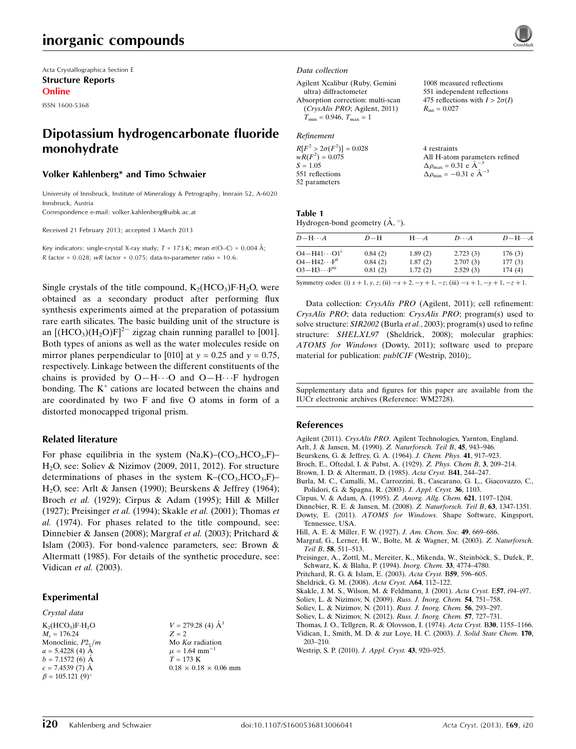Acta Crystallographica Section E

**Structure Reports Online**

ISSN 1600-5368

# Dipotassium hydrogencarbonate fluoride monohydrate

**Volker Kahlenberg* and Timo Schwaier**

University of Innsbruck, Institute of Mineralogy & Petrography, Innrain 52, A-6020 Innsbruck, Austria

Correspondence e-mail: volker.kahlenberg@uibk.ac.at

Received 21 February 2013; accepted 3 March 2013

Key indicators: single-crystal X-ray study; $T$ = 173 K; mean $\sigma$(O–C) = 0.004 Å; $R$ factor = 0.028; $wR$ factor = 0.075; data-to-parameter ratio = 10.6.

Single crystals of the title compound, $K_2(HCO_3)F{\cdot}H_2O$, were obtained as a secondary product after performing flux synthesis experiments aimed at the preparation of potassium rare earth silicates. The basic building unit of the structure is an $[(HCO_3)(H_2O)F]^{2-}$ zigzag chain running parallel to [001]. Both types of anions as well as the water molecules reside on mirror planes perpendicular to [010] at $y$ = 0.25 and $y$ = 0.75, respectively. Linkage between the different constituents of the chains is provided by O—H···O and O—H···F hydrogen bonding. The $K^+$ cations are located between the chains and are coordinated by two F and five O atoms in form of a distorted monocapped trigonal prism.

## Related literature

For phase equilibria in the system (Na,K)–($CO_3$,$HCO_3$,F)–$H_2O$, see: Soliev & Nizimov (2009, 2011, 2012). For structure determinations of phases in the system K–($CO_3$,$HCO_3$,F)–$H_2O$, see: Arlt & Jansen (1990); Beurskens & Jeffrey (1964); Broch *et al.* (1929); Cirpus & Adam (1995); Hill & Miller (1927); Preisinger *et al.* (1994); Skakle *et al.* (2001); Thomas *et al.* (1974). For phases related to the title compound, see: Dinnebier & Jansen (2008); Margraf *et al.* (2003); Pritchard & Islam (2003). For bond-valence parameters, see: Brown & Altermatt (1985). For details of the synthetic procedure, see: Vidican *et al.* (2003).

## Experimental

### Crystal data

$K_2(HCO_3)F{\cdot}H_2O$
$M_r$ = 176.24
Monoclinic, $P2_1/m$
$a$ = 5.4228 (4) Å
$b$ = 7.1572 (6) Å
$c$ = 7.4539 (7) Å
$\beta$ = 105.121 (9)°
$V$ = 279.28 (4) Å$^3$
$Z$ = 2
Mo $K\alpha$ radiation
$\mu$ = 1.64 mm$^{-1}$
$T$ = 173 K
0.18 × 0.18 × 0.06 mm

### Data collection

Agilent Xcalibur (Ruby, Gemini ultra) diffractometer
Absorption correction: multi-scan (*CrysAlis PRO*; Agilent, 2011)
$T_{min}$ = 0.946, $T_{max}$ = 1
1008 measured reflections
551 independent reflections
475 reflections with $I > 2\sigma(I)$
$R_{int}$ = 0.027

### Refinement

$R[F^2 > 2\sigma(F^2)]$ = 0.028
$wR(F^2)$ = 0.075
$S$ = 1.05
551 reflections
52 parameters
4 restraints
All H-atom parameters refined
$\Delta\rho_{max}$ = 0.31 e Å$^{-3}$
$\Delta\rho_{min}$ = −0.31 e Å$^{-3}$

**Table 1**
Hydrogen-bond geometry (Å, °).

| $D$—H···$A$ | $D$—H | H···$A$ | $D$···$A$ | $D$—H···$A$ |
|---|---|---|---|---|
| O4—H41···O1[i] | 0.84 (2) | 1.89 (2) | 2.723 (3) | 176 (3) |
| O4—H42···F[ii] | 0.84 (2) | 1.87 (2) | 2.707 (3) | 177 (3) |
| O3—H3···F[iii] | 0.81 (2) | 1.72 (2) | 2.529 (3) | 174 (4) |

Symmetry codes: (i) $x+1, y, z$; (ii) $-x+2, -y+1, -z$; (iii) $-x+1, -y+1, -z+1$.

Data collection: *CrysAlis PRO* (Agilent, 2011); cell refinement: *CrysAlis PRO*; data reduction: *CrysAlis PRO*; program(s) used to solve structure: *SIR2002* (Burla *et al.*, 2003); program(s) used to refine structure: *SHELXL97* (Sheldrick, 2008); molecular graphics: *ATOMS for Windows* (Dowty, 2011); software used to prepare material for publication: *publCIF* (Westrip, 2010);.

Supplementary data and figures for this paper are available from the IUCr electronic archives (Reference: WM2728).

## References

Agilent (2011). *CrysAlis PRO*. Agilent Technologies, Yarnton, England.
Arlt, J. & Jansen, M. (1990). *Z. Naturforsch. Teil B*, **45**, 943–946.
Beurskens, G. & Jeffrey, G. A. (1964). *J. Chem. Phys.* **41**, 917–923.
Broch, E., Oftedal, I. & Pabst, A. (1929). *Z. Phys. Chem B*, **3**, 209–214.
Brown, I. D. & Altermatt, D. (1985). *Acta Cryst.* B**41**, 244–247.
Burla, M. C., Camalli, M., Carrozzini, B., Cascarano, G. L., Giacovazzo, C., Polidori, G. & Spagna, R. (2003). *J. Appl. Cryst.* **36**, 1103.
Cirpus, V. & Adam, A. (1995). *Z. Anorg. Allg. Chem.* **621**, 1197–1204.
Dinnebier, R. E. & Jansen, M. (2008). *Z. Naturforsch. Teil B*, **63**, 1347-1351.
Dowty, E. (2011). *ATOMS for Windows*. Shape Software, Kingsport, Tennessee, USA.
Hill, A. E. & Miller, F. W. (1927). *J. Am. Chem. Soc.* **49**, 669–686.
Margraf, G., Lerner, H. W., Bolte, M. & Wagner, M. (2003). *Z. Naturforsch. Teil B*, **58**, 511–513.
Preisinger, A., Zottl, M., Mereiter, K., Mikenda, W., Steinböck, S., Dufek, P., Schwarz, K. & Blaha, P. (1994). *Inorg. Chem.* **33**, 4774–4780.
Pritchard, R. G. & Islam, E. (2003). *Acta Cryst.* B**59**, 596–605.
Sheldrick, G. M. (2008). *Acta Cryst.* A**64**, 112–122.
Skakle, J. M. S., Wilson, M. & Feldmann, J. (2001). *Acta Cryst.* E**57**, i94–i97.
Soliev, L. & Nizimov, N. (2009). *Russ. J. Inorg. Chem.* **54**, 751–758.
Soliev, L. & Nizimov, N. (2011). *Russ. J. Inorg. Chem.* **56**, 293–297.
Soliev, L. & Nizimov, N. (2012). *Russ. J. Inorg. Chem.* **57**, 727–731.
Thomas, J. O., Tellgren, R. & Olovsson, I. (1974). *Acta Cryst.* B**30**, 1155–1166.
Vidican, I., Smith, M. D. & zur Loye, H. C. (2003). *J. Solid State Chem.* **170**, 203–210.
Westrip, S. P. (2010). *J. Appl. Cryst.* **43**, 920–925.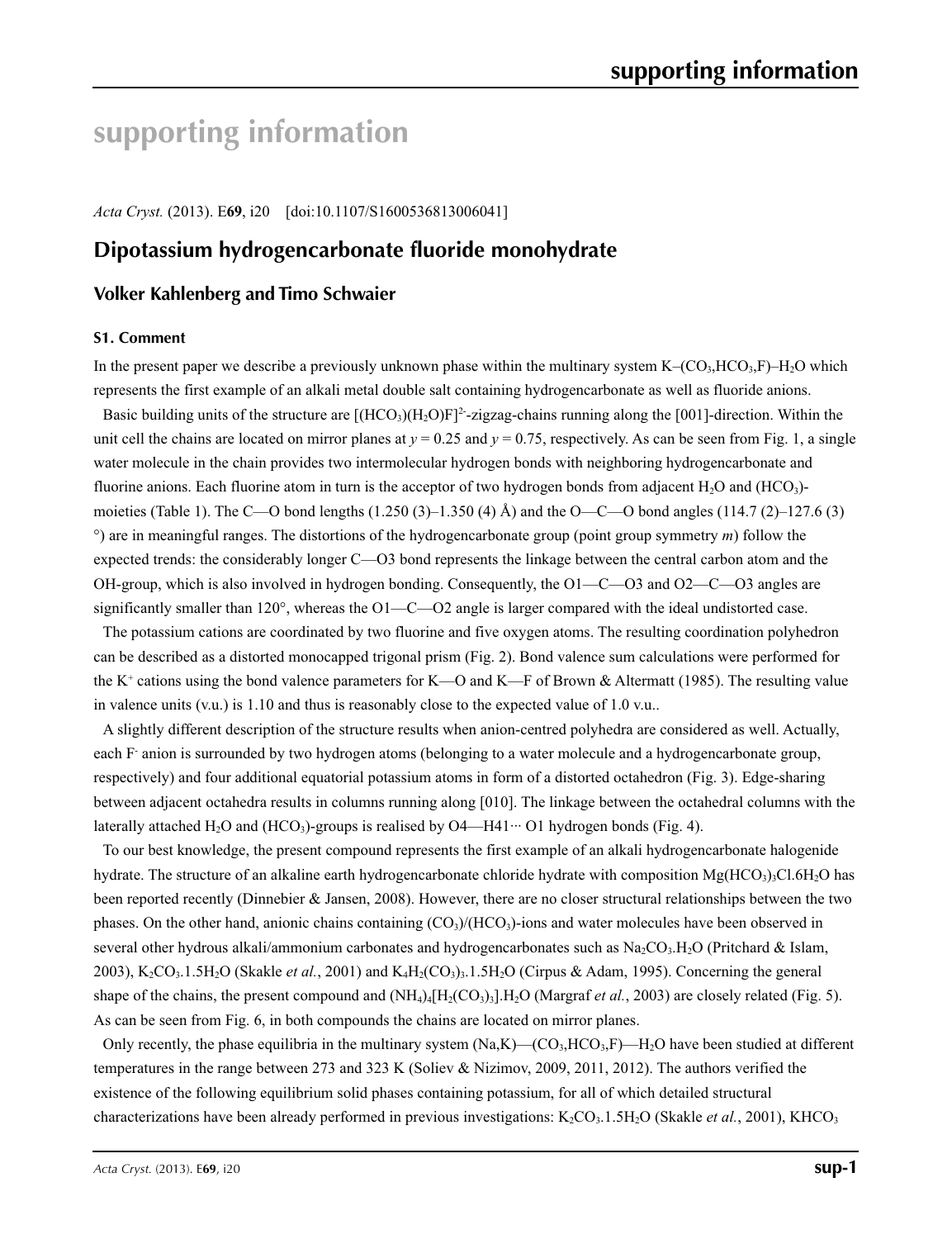# supporting information

*Acta Cryst.* (2013). E**69**, i20 [doi:10.1107/S1600536813006041]

## Dipotassium hydrogencarbonate fluoride monohydrate

### Volker Kahlenberg and Timo Schwaier

#### S1. Comment

In the present paper we describe a previously unknown phase within the multinary system K–($CO_3$,$HCO_3$,F)–$H_2O$ which represents the first example of an alkali metal double salt containing hydrogencarbonate as well as fluoride anions.

Basic building units of the structure are $[(HCO_3)(H_2O)F]^{2-}$-zigzag-chains running along the [001]-direction. Within the unit cell the chains are located on mirror planes at $y$ = 0.25 and $y$ = 0.75, respectively. As can be seen from Fig. 1, a single water molecule in the chain provides two intermolecular hydrogen bonds with neighboring hydrogencarbonate and fluorine anions. Each fluorine atom in turn is the acceptor of two hydrogen bonds from adjacent $H_2O$ and ($HCO_3$)-moieties (Table 1). The C—O bond lengths (1.250 (3)–1.350 (4) Å) and the O—C—O bond angles (114.7 (2)–127.6 (3) °) are in meaningful ranges. The distortions of the hydrogencarbonate group (point group symmetry $m$) follow the expected trends: the considerably longer C—O3 bond represents the linkage between the central carbon atom and the OH-group, which is also involved in hydrogen bonding. Consequently, the O1—C—O3 and O2—C—O3 angles are significantly smaller than 120°, whereas the O1—C—O2 angle is larger compared with the ideal undistorted case.

The potassium cations are coordinated by two fluorine and five oxygen atoms. The resulting coordination polyhedron can be described as a distorted monocapped trigonal prism (Fig. 2). Bond valence sum calculations were performed for the $K^+$ cations using the bond valence parameters for K—O and K—F of Brown & Altermatt (1985). The resulting value in valence units (v.u.) is 1.10 and thus is reasonably close to the expected value of 1.0 v.u..

A slightly different description of the structure results when anion-centred polyhedra are considered as well. Actually, each $F^-$ anion is surrounded by two hydrogen atoms (belonging to a water molecule and a hydrogencarbonate group, respectively) and four additional equatorial potassium atoms in form of a distorted octahedron (Fig. 3). Edge-sharing between adjacent octahedra results in columns running along [010]. The linkage between the octahedral columns with the laterally attached $H_2O$ and ($HCO_3$)-groups is realised by O4—H41··· O1 hydrogen bonds (Fig. 4).

To our best knowledge, the present compound represents the first example of an alkali hydrogencarbonate halogenide hydrate. The structure of an alkaline earth hydrogencarbonate chloride hydrate with composition $Mg(HCO_3)_3Cl.6H_2O$ has been reported recently (Dinnebier & Jansen, 2008). However, there are no closer structural relationships between the two phases. On the other hand, anionic chains containing ($CO_3$)/($HCO_3$)-ions and water molecules have been observed in several other hydrous alkali/ammonium carbonates and hydrogencarbonates such as $Na_2CO_3.H_2O$ (Pritchard & Islam, 2003), $K_2CO_3.1.5H_2O$ (Skakle *et al.*, 2001) and $K_4H_2(CO_3)_3.1.5H_2O$ (Cirpus & Adam, 1995). Concerning the general shape of the chains, the present compound and $(NH_4)_4[H_2(CO_3)_3].H_2O$ (Margraf *et al.*, 2003) are closely related (Fig. 5). As can be seen from Fig. 6, in both compounds the chains are located on mirror planes.

Only recently, the phase equilibria in the multinary system (Na,K)—($CO_3$,$HCO_3$,F)—$H_2O$ have been studied at different temperatures in the range between 273 and 323 K (Soliev & Nizimov, 2009, 2011, 2012). The authors verified the existence of the following equilibrium solid phases containing potassium, for all of which detailed structural characterizations have been already performed in previous investigations: $K_2CO_3.1.5H_2O$ (Skakle *et al.*, 2001), $KHCO_3$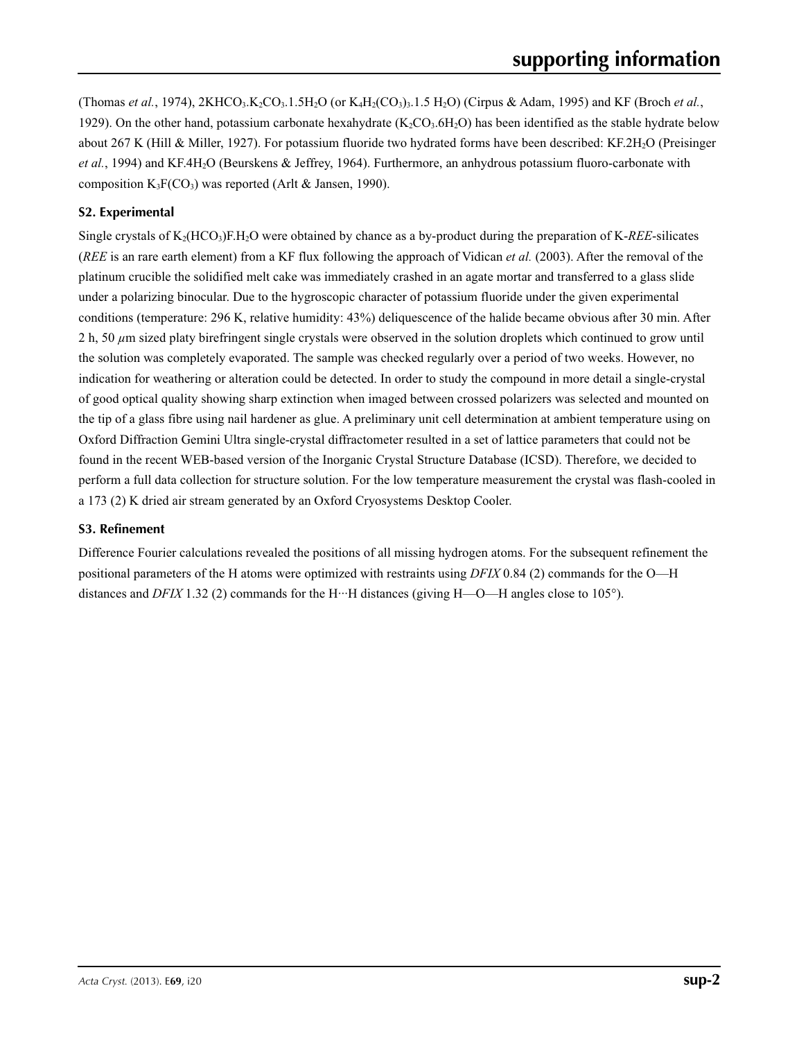(Thomas *et al.*, 1974), $2KHCO_3.K_2CO_3.1.5H_2O$ (or $K_4H_2(CO_3)_3.1.5 H_2O$) (Cirpus & Adam, 1995) and KF (Broch *et al.*, 1929). On the other hand, potassium carbonate hexahydrate ($K_2CO_3.6H_2O$) has been identified as the stable hydrate below about 267 K (Hill & Miller, 1927). For potassium fluoride two hydrated forms have been described: $KF.2H_2O$ (Preisinger *et al.*, 1994) and $KF.4H_2O$ (Beurskens & Jeffrey, 1964). Furthermore, an anhydrous potassium fluoro-carbonate with composition $K_3F(CO_3)$ was reported (Arlt & Jansen, 1990).

## S2. Experimental

Single crystals of $K_2(HCO_3)F.H_2O$ were obtained by chance as a by-product during the preparation of K-*REE*-silicates (*REE* is an rare earth element) from a KF flux following the approach of Vidican *et al.* (2003). After the removal of the platinum crucible the solidified melt cake was immediately crashed in an agate mortar and transferred to a glass slide under a polarizing binocular. Due to the hygroscopic character of potassium fluoride under the given experimental conditions (temperature: 296 K, relative humidity: 43%) deliquescence of the halide became obvious after 30 min. After 2 h, 50 $\mu$m sized platy birefringent single crystals were observed in the solution droplets which continued to grow until the solution was completely evaporated. The sample was checked regularly over a period of two weeks. However, no indication for weathering or alteration could be detected. In order to study the compound in more detail a single-crystal of good optical quality showing sharp extinction when imaged between crossed polarizers was selected and mounted on the tip of a glass fibre using nail hardener as glue. A preliminary unit cell determination at ambient temperature using on Oxford Diffraction Gemini Ultra single-crystal diffractometer resulted in a set of lattice parameters that could not be found in the recent WEB-based version of the Inorganic Crystal Structure Database (ICSD). Therefore, we decided to perform a full data collection for structure solution. For the low temperature measurement the crystal was flash-cooled in a 173 (2) K dried air stream generated by an Oxford Cryosystems Desktop Cooler.

## S3. Refinement

Difference Fourier calculations revealed the positions of all missing hydrogen atoms. For the subsequent refinement the positional parameters of the H atoms were optimized with restraints using *DFIX* 0.84 (2) commands for the O—H distances and *DFIX* 1.32 (2) commands for the H···H distances (giving H—O—H angles close to 105°).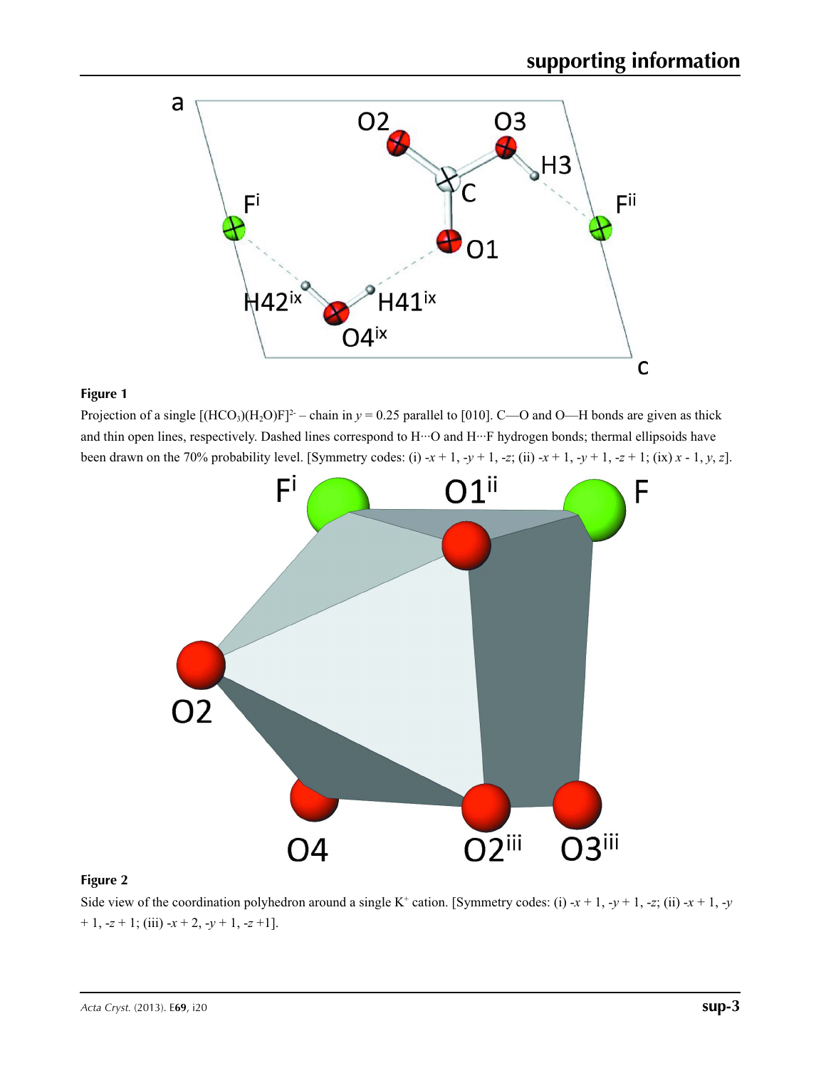**Figure 1**

Projection of a single $[(HCO_3)(H_2O)F]^{2-}$ – chain in $y$ = 0.25 parallel to [010]. C—O and O—H bonds are given as thick and thin open lines, respectively. Dashed lines correspond to H···O and H···F hydrogen bonds; thermal ellipsoids have been drawn on the 70% probability level. [Symmetry codes: (i) $-x + 1, -y + 1, -z$; (ii) $-x + 1, -y + 1, -z + 1$; (ix) $x - 1, y, z$].

**Figure 2**

Side view of the coordination polyhedron around a single $K^+$ cation. [Symmetry codes: (i) $-x + 1, -y + 1, -z$; (ii) $-x + 1, -y + 1, -z + 1$; (iii) $-x + 2, -y + 1, -z + 1$].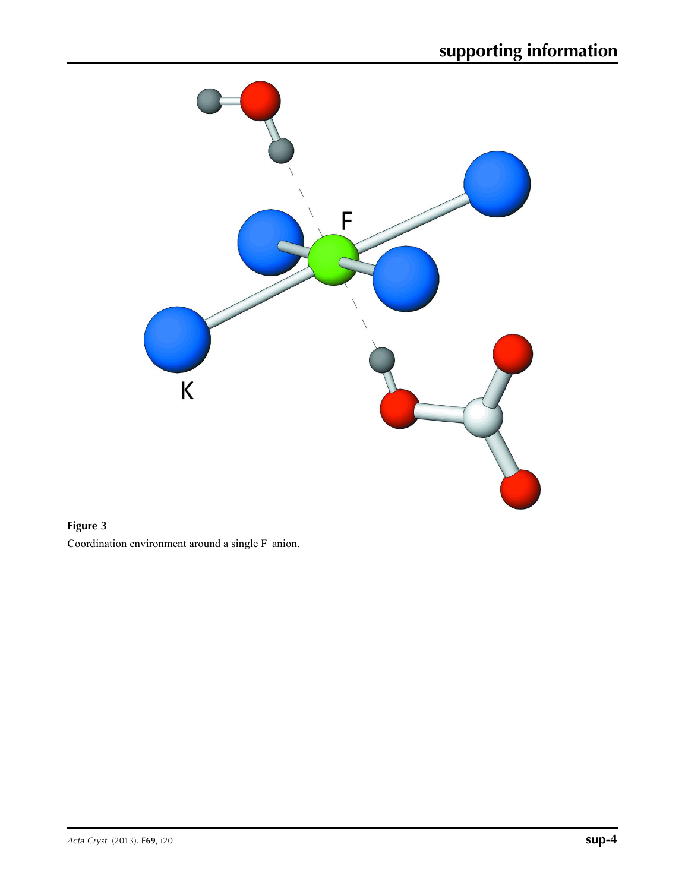**Figure 3**

Coordination environment around a single $F^-$ anion.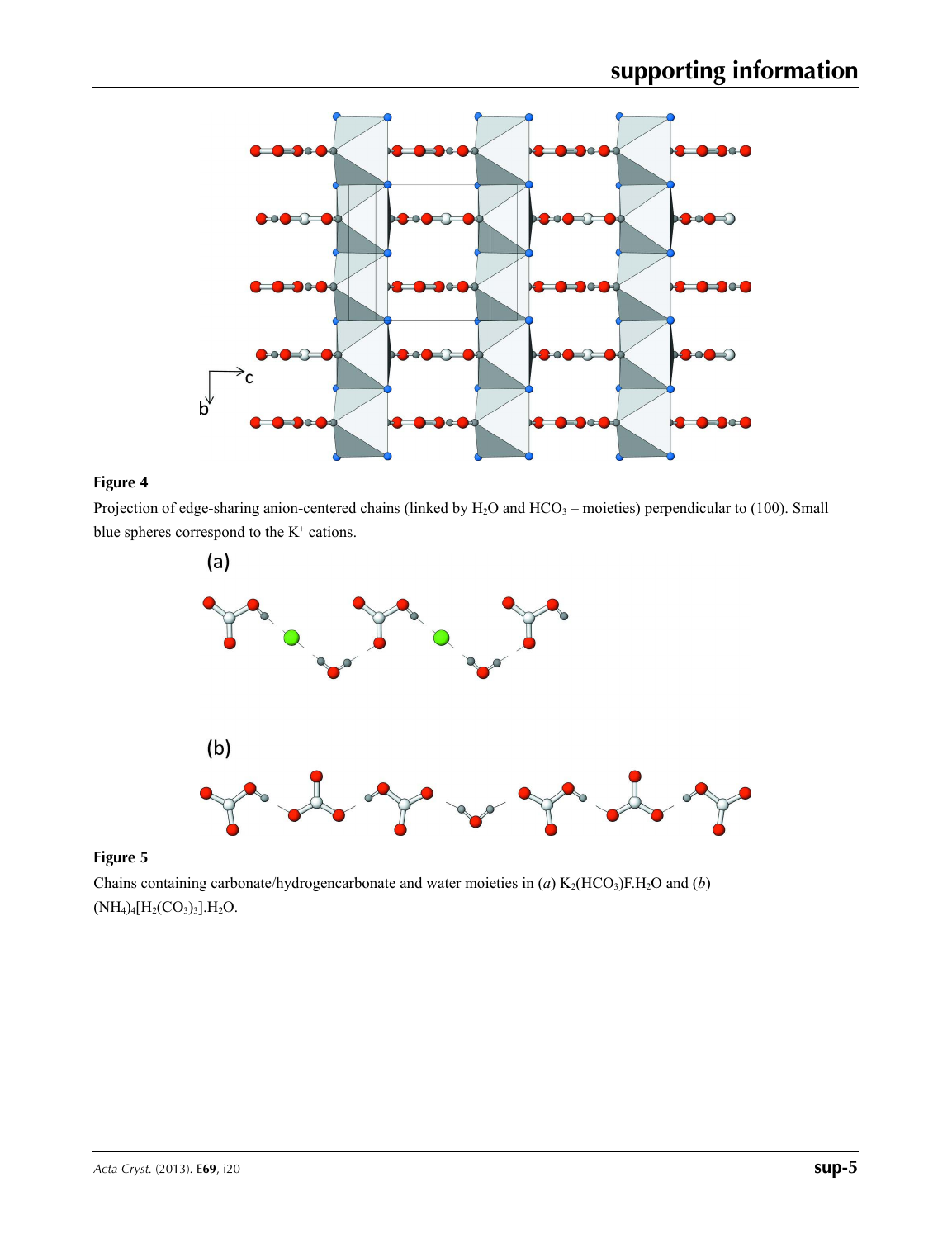**Figure 4**

Projection of edge-sharing anion-centered chains (linked by $H_2O$ and $HCO_3$ – moieties) perpendicular to (100). Small blue spheres correspond to the $K^+$ cations.

**Figure 5**

Chains containing carbonate/hydrogencarbonate and water moieties in (*a*) $K_2(HCO_3)F.H_2O$ and (*b*) $(NH_4)_4[H_2(CO_3)_3].H_2O$.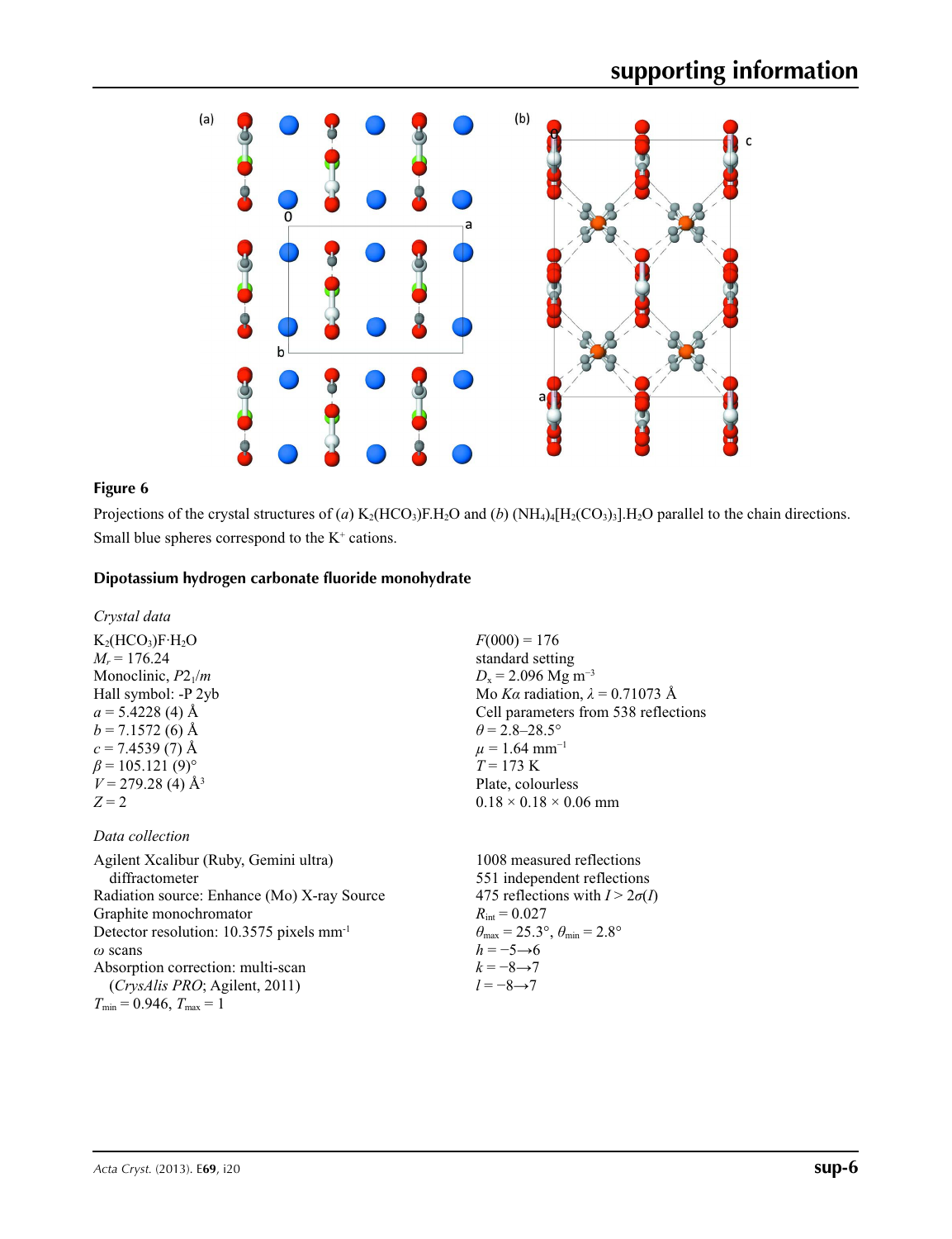**Figure 6**

Projections of the crystal structures of (*a*) $K_2(HCO_3)F.H_2O$ and (*b*) $(NH_4)_4[H_2(CO_3)_3].H_2O$ parallel to the chain directions. Small blue spheres correspond to the $K^+$ cations.

## Dipotassium hydrogen carbonate fluoride monohydrate

### *Crystal data*

$K_2(HCO_3)F{\cdot}H_2O$
$M_r = 176.24$
Monoclinic, $P2_1/m$
Hall symbol: -P 2yb
$a = 5.4228$ (4) Å
$b = 7.1572$ (6) Å
$c = 7.4539$ (7) Å
$\beta = 105.121$ (9)°
$V = 279.28$ (4) Å$^3$
$Z = 2$
$F(000) = 176$
standard setting
$D_x = 2.096$ Mg m$^{-3}$
Mo $K\alpha$ radiation, $\lambda = 0.71073$ Å
Cell parameters from 538 reflections
$\theta = 2.8$–$28.5°$
$\mu = 1.64$ mm$^{-1}$
$T = 173$ K
Plate, colourless
0.18 × 0.18 × 0.06 mm

### *Data collection*

Agilent Xcalibur (Ruby, Gemini ultra) diffractometer
Radiation source: Enhance (Mo) X-ray Source
Graphite monochromator
Detector resolution: 10.3575 pixels mm$^{-1}$
$\omega$ scans
Absorption correction: multi-scan (*CrysAlis PRO*; Agilent, 2011)
$T_{min} = 0.946$, $T_{max} = 1$
1008 measured reflections
551 independent reflections
475 reflections with $I > 2\sigma(I)$
$R_{int} = 0.027$
$\theta_{max} = 25.3°$, $\theta_{min} = 2.8°$
$h = -5{\rightarrow}6$
$k = -8{\rightarrow}7$
$l = -8{\rightarrow}7$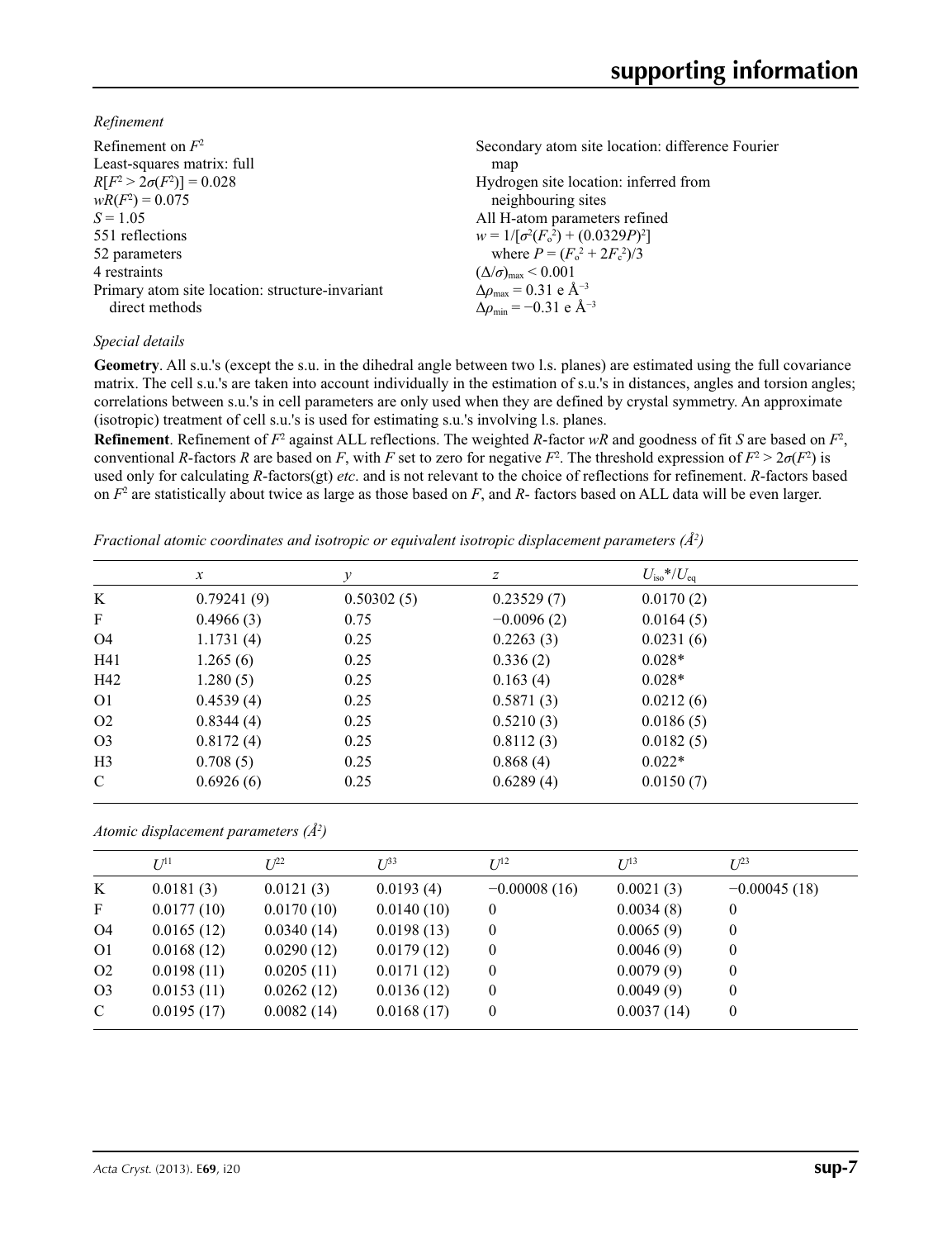*Refinement*

Refinement on $F^2$
Least-squares matrix: full
$R[F^2 > 2\sigma(F^2)] = 0.028$
$wR(F^2) = 0.075$
$S = 1.05$
551 reflections
52 parameters
4 restraints
Primary atom site location: structure-invariant direct methods
Secondary atom site location: difference Fourier map
Hydrogen site location: inferred from neighbouring sites
All H-atom parameters refined
$w = 1/[\sigma^2(F_o^2) + (0.0329P)^2]$
where $P = (F_o^2 + 2F_c^2)/3$
$(\Delta/\sigma)_{max} < 0.001$
$\Delta\rho_{max} = 0.31$ e Å$^{-3}$
$\Delta\rho_{min} = -0.31$ e Å$^{-3}$

*Special details*

**Geometry**. All s.u.'s (except the s.u. in the dihedral angle between two l.s. planes) are estimated using the full covariance matrix. The cell s.u.'s are taken into account individually in the estimation of s.u.'s in distances, angles and torsion angles; correlations between s.u.'s in cell parameters are only used when they are defined by crystal symmetry. An approximate (isotropic) treatment of cell s.u.'s is used for estimating s.u.'s involving l.s. planes.

**Refinement**. Refinement of $F^2$ against ALL reflections. The weighted *R*-factor *wR* and goodness of fit *S* are based on $F^2$, conventional *R*-factors *R* are based on *F*, with *F* set to zero for negative $F^2$. The threshold expression of $F^2 > 2\sigma(F^2)$ is used only for calculating *R*-factors(gt) *etc*. and is not relevant to the choice of reflections for refinement. *R*-factors based on $F^2$ are statistically about twice as large as those based on *F*, and *R*- factors based on ALL data will be even larger.

*Fractional atomic coordinates and isotropic or equivalent isotropic displacement parameters (Å$^2$)*

| | *x* | *y* | *z* | $U_{iso}$\*/$U_{eq}$ |
|---|---|---|---|---|
| K | 0.79241 (9) | 0.50302 (5) | 0.23529 (7) | 0.0170 (2) |
| F | 0.4966 (3) | 0.75 | −0.0096 (2) | 0.0164 (5) |
| O4 | 1.1731 (4) | 0.25 | 0.2263 (3) | 0.0231 (6) |
| H41 | 1.265 (6) | 0.25 | 0.336 (2) | 0.028\* |
| H42 | 1.280 (5) | 0.25 | 0.163 (4) | 0.028\* |
| O1 | 0.4539 (4) | 0.25 | 0.5871 (3) | 0.0212 (6) |
| O2 | 0.8344 (4) | 0.25 | 0.5210 (3) | 0.0186 (5) |
| O3 | 0.8172 (4) | 0.25 | 0.8112 (3) | 0.0182 (5) |
| H3 | 0.708 (5) | 0.25 | 0.868 (4) | 0.022\* |
| C | 0.6926 (6) | 0.25 | 0.6289 (4) | 0.0150 (7) |

*Atomic displacement parameters (Å$^2$)*

| | $U^{11}$ | $U^{22}$ | $U^{33}$ | $U^{12}$ | $U^{13}$ | $U^{23}$ |
|---|---|---|---|---|---|---|
| K | 0.0181 (3) | 0.0121 (3) | 0.0193 (4) | −0.00008 (16) | 0.0021 (3) | −0.00045 (18) |
| F | 0.0177 (10) | 0.0170 (10) | 0.0140 (10) | 0 | 0.0034 (8) | 0 |
| O4 | 0.0165 (12) | 0.0340 (14) | 0.0198 (13) | 0 | 0.0065 (9) | 0 |
| O1 | 0.0168 (12) | 0.0290 (12) | 0.0179 (12) | 0 | 0.0046 (9) | 0 |
| O2 | 0.0198 (11) | 0.0205 (11) | 0.0171 (12) | 0 | 0.0079 (9) | 0 |
| O3 | 0.0153 (11) | 0.0262 (12) | 0.0136 (12) | 0 | 0.0049 (9) | 0 |
| C | 0.0195 (17) | 0.0082 (14) | 0.0168 (17) | 0 | 0.0037 (14) | 0 |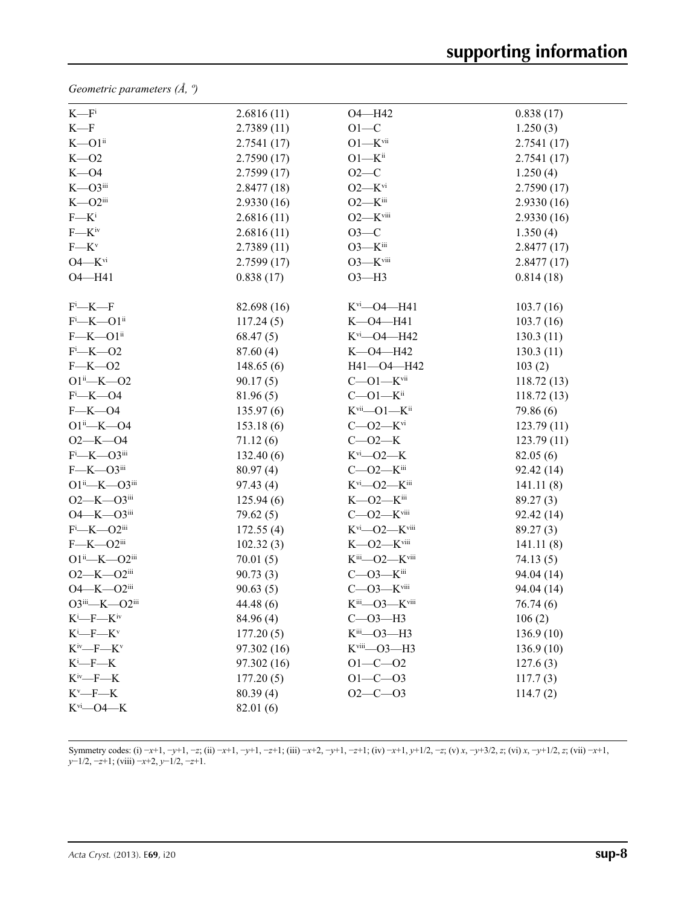*Geometric parameters (Å, º)*

| | | | |
|---|---|---|---|
| K—F$^{i}$ | 2.6816 (11) | O4—H42 | 0.838 (17) |
| K—F | 2.7389 (11) | O1—C | 1.250 (3) |
| K—O1$^{ii}$ | 2.7541 (17) | O1—K$^{vii}$ | 2.7541 (17) |
| K—O2 | 2.7590 (17) | O1—K$^{ii}$ | 2.7541 (17) |
| K—O4 | 2.7599 (17) | O2—C | 1.250 (4) |
| K—O3$^{iii}$ | 2.8477 (18) | O2—K$^{vi}$ | 2.7590 (17) |
| K—O2$^{iii}$ | 2.9330 (16) | O2—K$^{iii}$ | 2.9330 (16) |
| F—K$^{i}$ | 2.6816 (11) | O2—K$^{viii}$ | 2.9330 (16) |
| F—K$^{iv}$ | 2.6816 (11) | O3—C | 1.350 (4) |
| F—K$^{v}$ | 2.7389 (11) | O3—K$^{iii}$ | 2.8477 (17) |
| O4—K$^{vi}$ | 2.7599 (17) | O3—K$^{viii}$ | 2.8477 (17) |
| O4—H41 | 0.838 (17) | O3—H3 | 0.814 (18) |
| | | | |
| F$^{i}$—K—F | 82.698 (16) | K$^{vi}$—O4—H41 | 103.7 (16) |
| F$^{i}$—K—O1$^{ii}$ | 117.24 (5) | K—O4—H41 | 103.7 (16) |
| F—K—O1$^{ii}$ | 68.47 (5) | K$^{vi}$—O4—H42 | 130.3 (11) |
| F$^{i}$—K—O2 | 87.60 (4) | K—O4—H42 | 130.3 (11) |
| F—K—O2 | 148.65 (6) | H41—O4—H42 | 103 (2) |
| O1$^{ii}$—K—O2 | 90.17 (5) | C—O1—K$^{vii}$ | 118.72 (13) |
| F$^{i}$—K—O4 | 81.96 (5) | C—O1—K$^{ii}$ | 118.72 (13) |
| F—K—O4 | 135.97 (6) | K$^{vii}$—O1—K$^{ii}$ | 79.86 (6) |
| O1$^{ii}$—K—O4 | 153.18 (6) | C—O2—K$^{vi}$ | 123.79 (11) |
| O2—K—O4 | 71.12 (6) | C—O2—K | 123.79 (11) |
| F$^{i}$—K—O3$^{iii}$ | 132.40 (6) | K$^{vi}$—O2—K | 82.05 (6) |
| F—K—O3$^{iii}$ | 80.97 (4) | C—O2—K$^{iii}$ | 92.42 (14) |
| O1$^{ii}$—K—O3$^{iii}$ | 97.43 (4) | K$^{vi}$—O2—K$^{iii}$ | 141.11 (8) |
| O2—K—O3$^{iii}$ | 125.94 (6) | K—O2—K$^{iii}$ | 89.27 (3) |
| O4—K—O3$^{iii}$ | 79.62 (5) | C—O2—K$^{viii}$ | 92.42 (14) |
| F$^{i}$—K—O2$^{iii}$ | 172.55 (4) | K$^{vi}$—O2—K$^{viii}$ | 89.27 (3) |
| F—K—O2$^{iii}$ | 102.32 (3) | K—O2—K$^{viii}$ | 141.11 (8) |
| O1$^{ii}$—K—O2$^{iii}$ | 70.01 (5) | K$^{iii}$—O2—K$^{viii}$ | 74.13 (5) |
| O2—K—O2$^{iii}$ | 90.73 (3) | C—O3—K$^{iii}$ | 94.04 (14) |
| O4—K—O2$^{iii}$ | 90.63 (5) | C—O3—K$^{viii}$ | 94.04 (14) |
| O3$^{iii}$—K—O2$^{iii}$ | 44.48 (6) | K$^{iii}$—O3—K$^{viii}$ | 76.74 (6) |
| K$^{i}$—F—K$^{iv}$ | 84.96 (4) | C—O3—H3 | 106 (2) |
| K$^{i}$—F—K$^{v}$ | 177.20 (5) | K$^{iii}$—O3—H3 | 136.9 (10) |
| K$^{iv}$—F—K$^{v}$ | 97.302 (16) | K$^{viii}$—O3—H3 | 136.9 (10) |
| K$^{i}$—F—K | 97.302 (16) | O1—C—O2 | 127.6 (3) |
| K$^{iv}$—F—K | 177.20 (5) | O1—C—O3 | 117.7 (3) |
| K$^{v}$—F—K | 80.39 (4) | O2—C—O3 | 114.7 (2) |
| K$^{vi}$—O4—K | 82.01 (6) | | |

Symmetry codes: (i) −*x*+1, −*y*+1, −*z*; (ii) −*x*+1, −*y*+1, −*z*+1; (iii) −*x*+2, −*y*+1, −*z*+1; (iv) −*x*+1, *y*+1/2, −*z*; (v) *x*, −*y*+3/2, *z*; (vi) *x*, −*y*+1/2, *z*; (vii) −*x*+1, *y*−1/2, −*z*+1; (viii) −*x*+2, *y*−1/2, −*z*+1.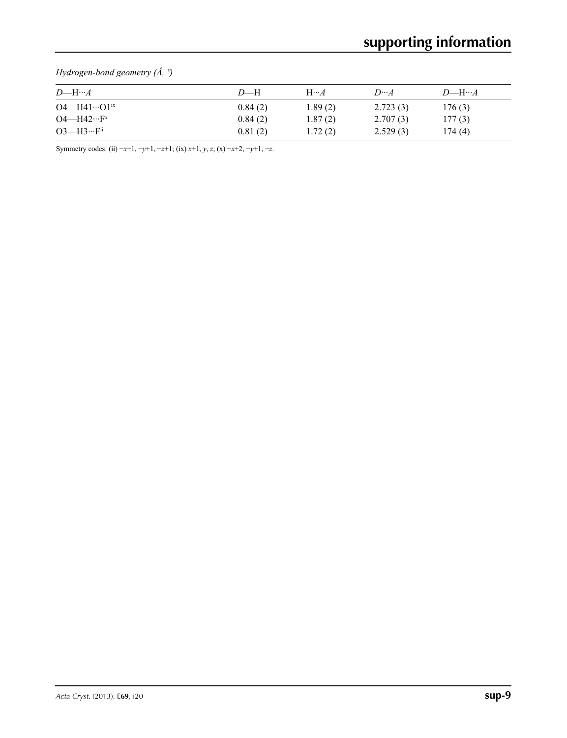*Hydrogen-bond geometry (Å, º)*

| *D*—H···*A* | *D*—H | H···*A* | *D*···*A* | *D*—H···*A* |
|---|---|---|---|---|
| O4—H41···O1$^{ix}$ | 0.84 (2) | 1.89 (2) | 2.723 (3) | 176 (3) |
| O4—H42···F$^{x}$ | 0.84 (2) | 1.87 (2) | 2.707 (3) | 177 (3) |
| O3—H3···F$^{ii}$ | 0.81 (2) | 1.72 (2) | 2.529 (3) | 174 (4) |

Symmetry codes: (ii) −*x*+1, −*y*+1, −*z*+1; (ix) *x*+1, *y*, *z*; (x) −*x*+2, −*y*+1, −*z*.